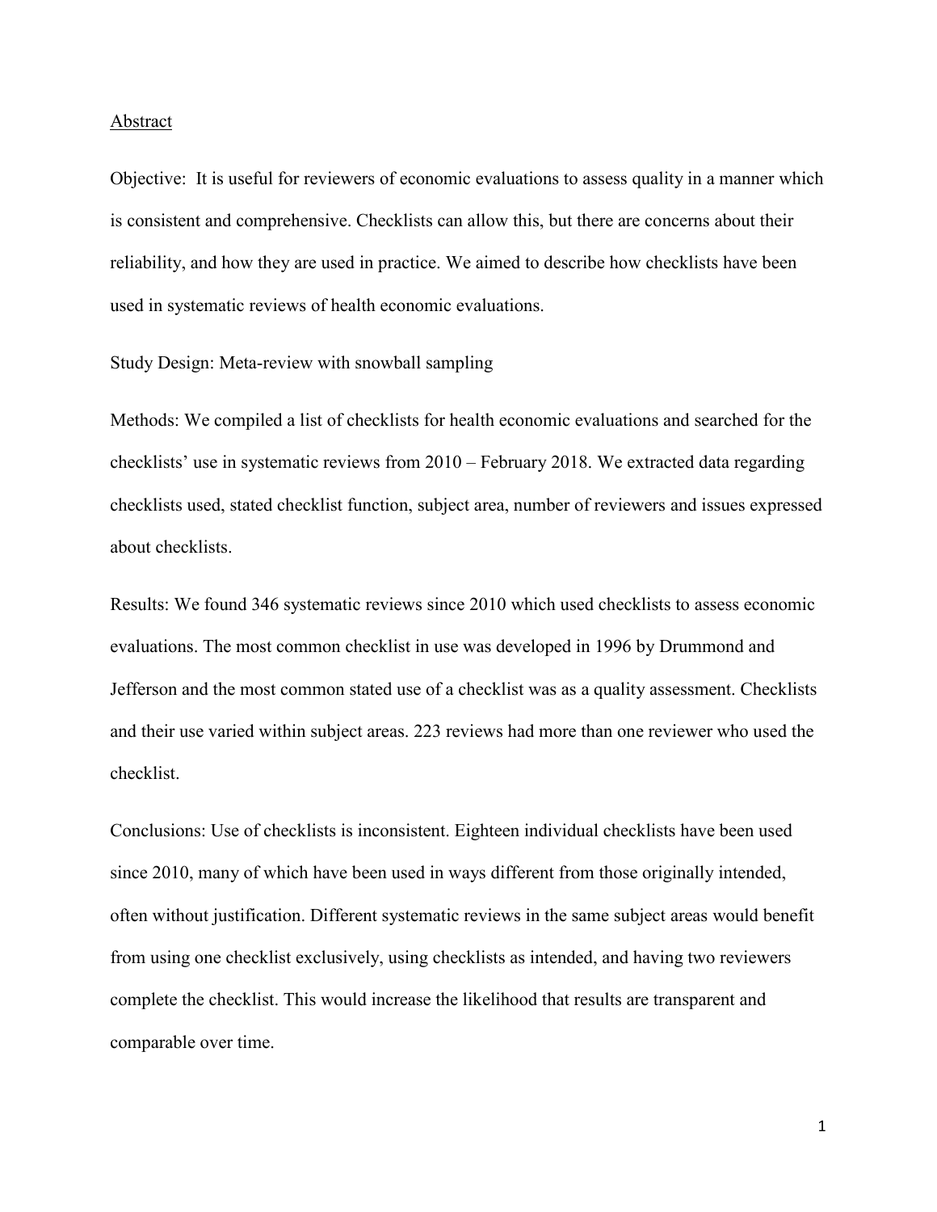## Abstract

Objective: It is useful for reviewers of economic evaluations to assess quality in a manner which is consistent and comprehensive. Checklists can allow this, but there are concerns about their reliability, and how they are used in practice. We aimed to describe how checklists have been used in systematic reviews of health economic evaluations.

Study Design: Meta-review with snowball sampling

Methods: We compiled a list of checklists for health economic evaluations and searched for the checklists' use in systematic reviews from 2010 – February 2018. We extracted data regarding checklists used, stated checklist function, subject area, number of reviewers and issues expressed about checklists.

Results: We found 346 systematic reviews since 2010 which used checklists to assess economic evaluations. The most common checklist in use was developed in 1996 by Drummond and Jefferson and the most common stated use of a checklist was as a quality assessment. Checklists and their use varied within subject areas. 223 reviews had more than one reviewer who used the checklist.

Conclusions: Use of checklists is inconsistent. Eighteen individual checklists have been used since 2010, many of which have been used in ways different from those originally intended, often without justification. Different systematic reviews in the same subject areas would benefit from using one checklist exclusively, using checklists as intended, and having two reviewers complete the checklist. This would increase the likelihood that results are transparent and comparable over time.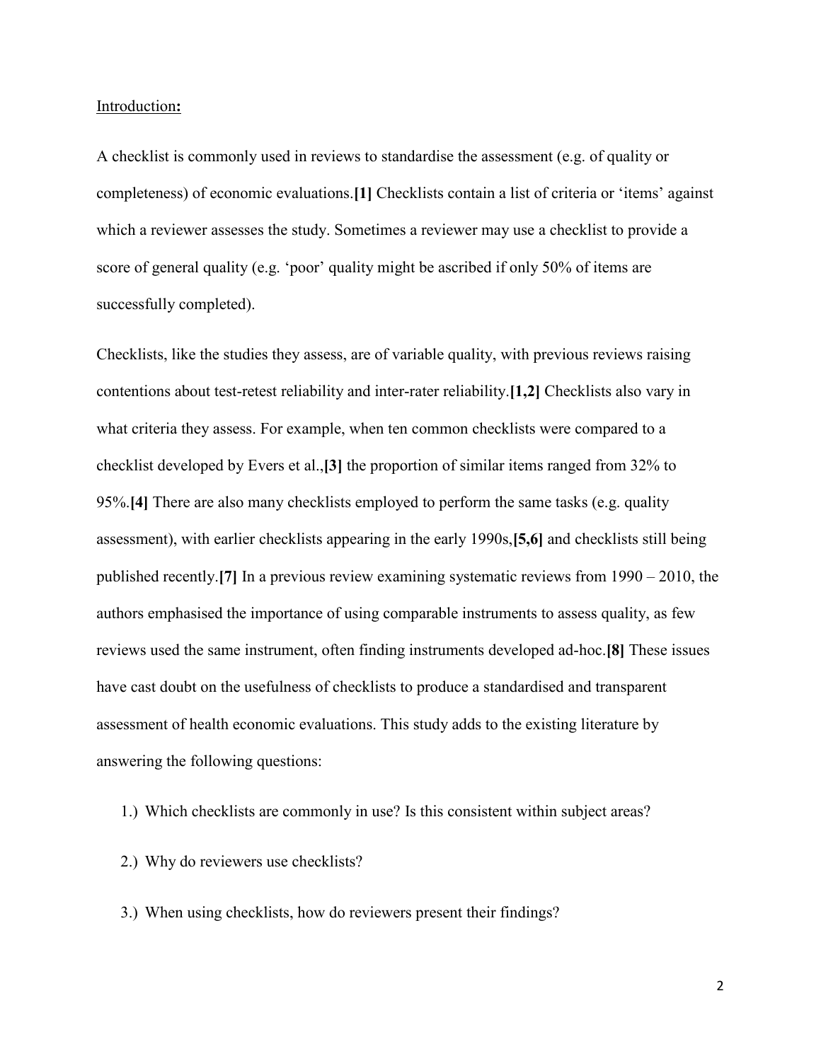## Introduction:

A checklist is commonly used in reviews to standardise the assessment (e.g. of quality or completeness) of economic evaluations.**[1]** Checklists contain a list of criteria or 'items' against which a reviewer assesses the study. Sometimes a reviewer may use a checklist to provide a score of general quality (e.g. 'poor' quality might be ascribed if only 50% of items are successfully completed).

Checklists, like the studies they assess, are of variable quality, with previous reviews raising contentions about test-retest reliability and inter-rater reliability.**[1,2]** Checklists also vary in what criteria they assess. For example, when ten common checklists were compared to a checklist developed by Evers et al.,**[3]** the proportion of similar items ranged from 32% to 95%.**[4]** There are also many checklists employed to perform the same tasks (e.g. quality assessment), with earlier checklists appearing in the early 1990s,**[5,6]** and checklists still being published recently.**[7]** In a previous review examining systematic reviews from 1990 – 2010, the authors emphasised the importance of using comparable instruments to assess quality, as few reviews used the same instrument, often finding instruments developed ad-hoc.**[8]** These issues have cast doubt on the usefulness of checklists to produce a standardised and transparent assessment of health economic evaluations. This study adds to the existing literature by answering the following questions:

1.) Which checklists are commonly in use? Is this consistent within subject areas?

2.) Why do reviewers use checklists?

3.) When using checklists, how do reviewers present their findings?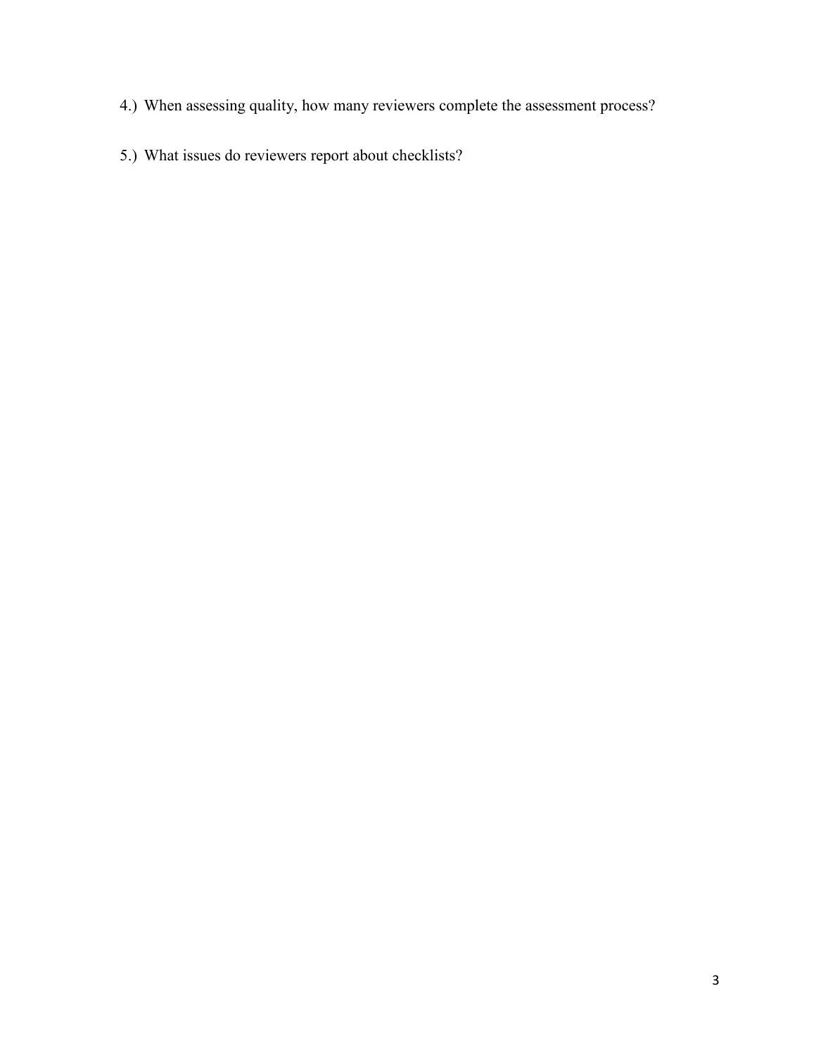4.) When assessing quality, how many reviewers complete the assessment process?

5.) What issues do reviewers report about checklists?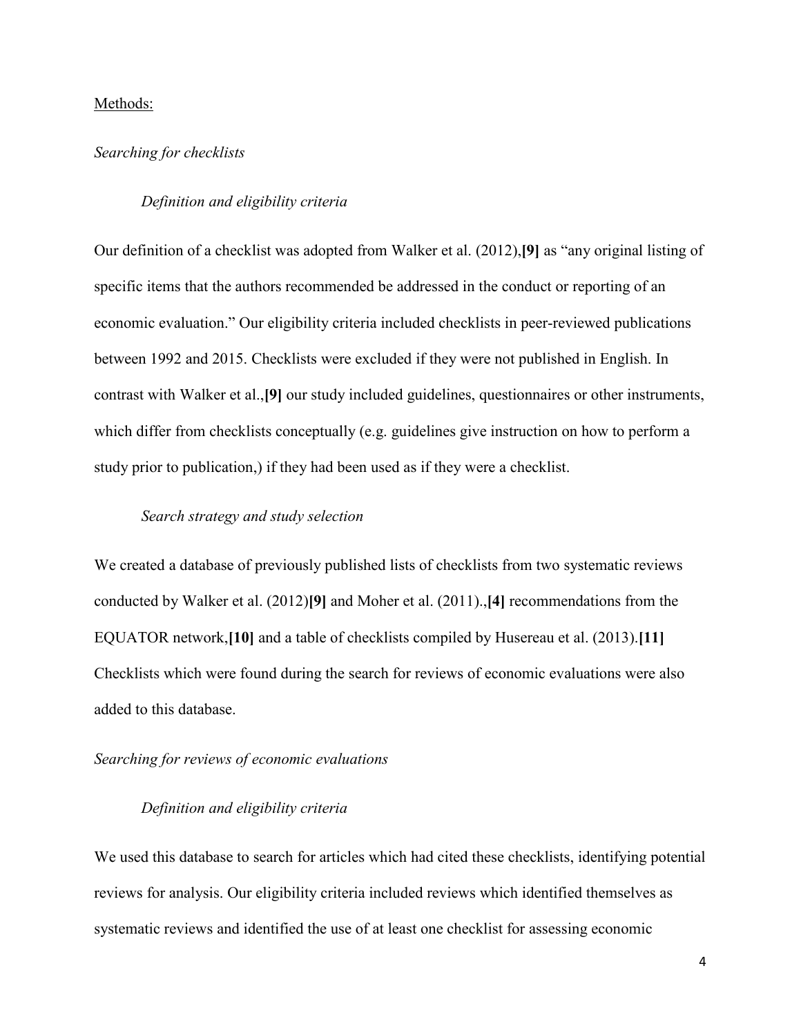Methods:

*Searching for checklists*

*Definition and eligibility criteria*

Our definition of a checklist was adopted from Walker et al. (2012),**[9]** as "any original listing of specific items that the authors recommended be addressed in the conduct or reporting of an economic evaluation." Our eligibility criteria included checklists in peer-reviewed publications between 1992 and 2015. Checklists were excluded if they were not published in English. In contrast with Walker et al.,**[9]** our study included guidelines, questionnaires or other instruments, which differ from checklists conceptually (e.g. guidelines give instruction on how to perform a study prior to publication,) if they had been used as if they were a checklist.

*Search strategy and study selection*

We created a database of previously published lists of checklists from two systematic reviews conducted by Walker et al. (2012)**[9]** and Moher et al. (2011).,**[4]** recommendations from the EQUATOR network,**[10]** and a table of checklists compiled by Husereau et al. (2013).**[11]** Checklists which were found during the search for reviews of economic evaluations were also added to this database.

*Searching for reviews of economic evaluations*

*Definition and eligibility criteria*

We used this database to search for articles which had cited these checklists, identifying potential reviews for analysis. Our eligibility criteria included reviews which identified themselves as systematic reviews and identified the use of at least one checklist for assessing economic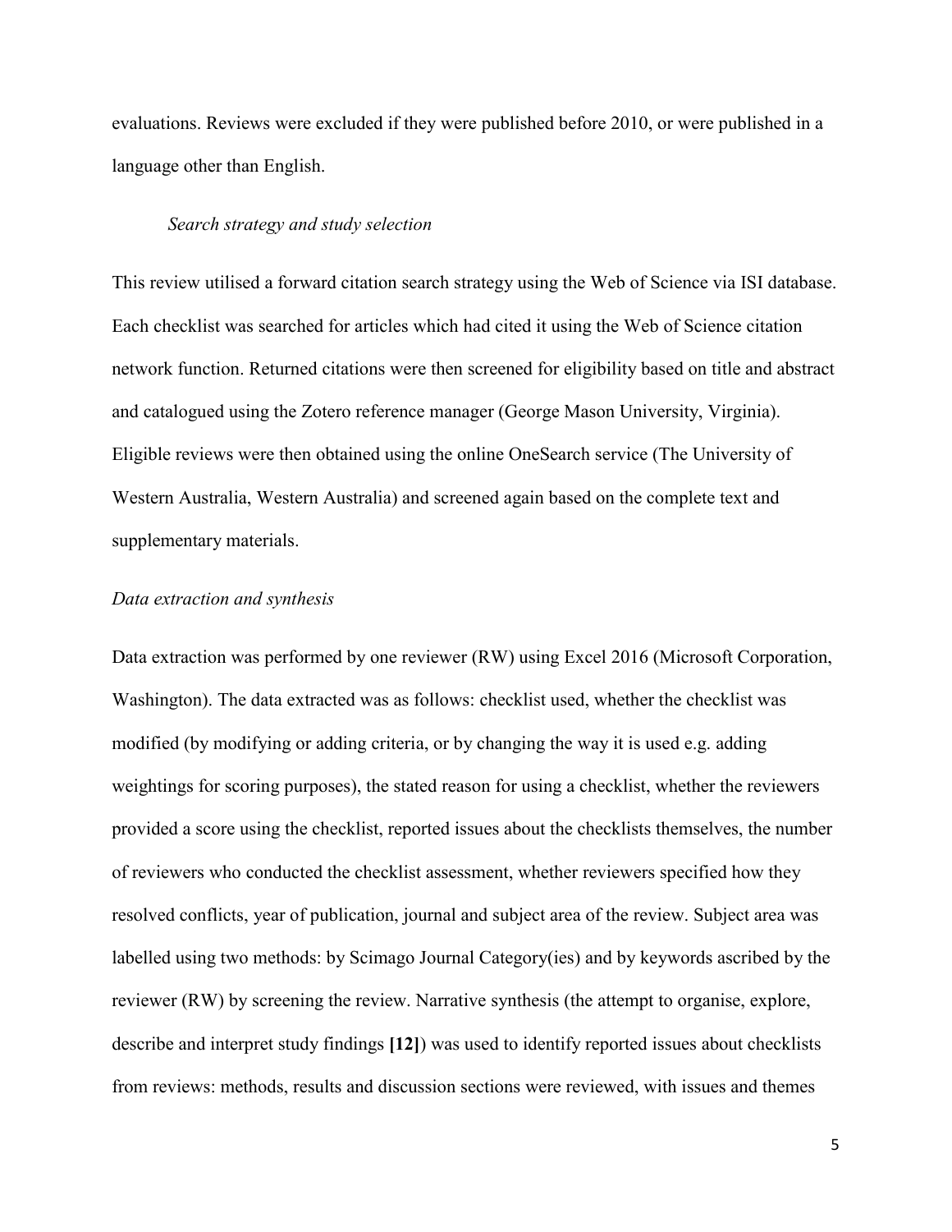evaluations. Reviews were excluded if they were published before 2010, or were published in a language other than English.

### *Search strategy and study selection*

This review utilised a forward citation search strategy using the Web of Science via ISI database. Each checklist was searched for articles which had cited it using the Web of Science citation network function. Returned citations were then screened for eligibility based on title and abstract and catalogued using the Zotero reference manager (George Mason University, Virginia). Eligible reviews were then obtained using the online OneSearch service (The University of Western Australia, Western Australia) and screened again based on the complete text and supplementary materials.

### *Data extraction and synthesis*

Data extraction was performed by one reviewer (RW) using Excel 2016 (Microsoft Corporation, Washington). The data extracted was as follows: checklist used, whether the checklist was modified (by modifying or adding criteria, or by changing the way it is used e.g. adding weightings for scoring purposes), the stated reason for using a checklist, whether the reviewers provided a score using the checklist, reported issues about the checklists themselves, the number of reviewers who conducted the checklist assessment, whether reviewers specified how they resolved conflicts, year of publication, journal and subject area of the review. Subject area was labelled using two methods: by Scimago Journal Category(ies) and by keywords ascribed by the reviewer (RW) by screening the review. Narrative synthesis (the attempt to organise, explore, describe and interpret study findings **[12]**) was used to identify reported issues about checklists from reviews: methods, results and discussion sections were reviewed, with issues and themes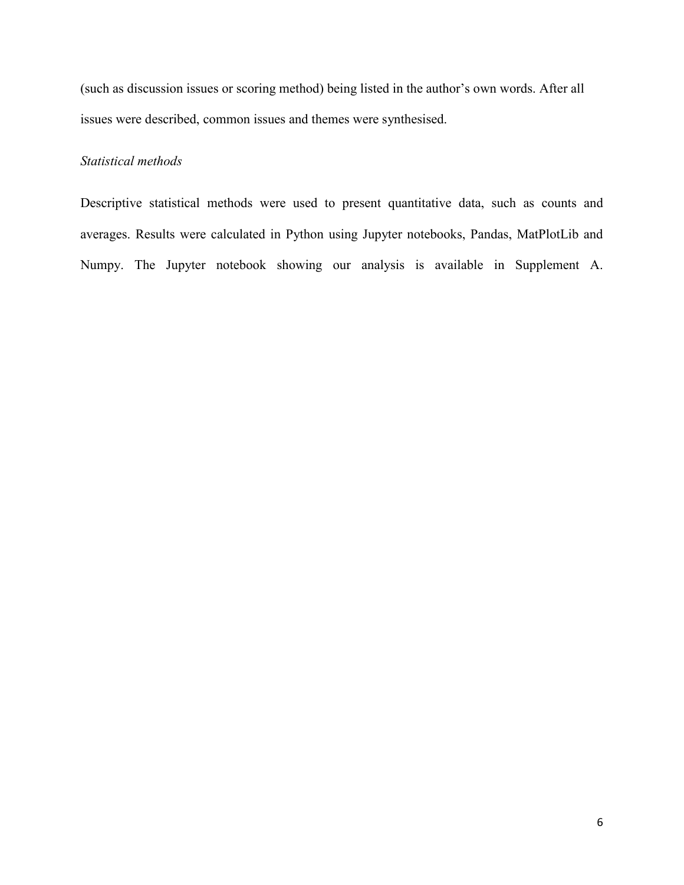(such as discussion issues or scoring method) being listed in the author's own words. After all issues were described, common issues and themes were synthesised.

*Statistical methods*

Descriptive statistical methods were used to present quantitative data, such as counts and averages. Results were calculated in Python using Jupyter notebooks, Pandas, MatPlotLib and Numpy. The Jupyter notebook showing our analysis is available in Supplement A.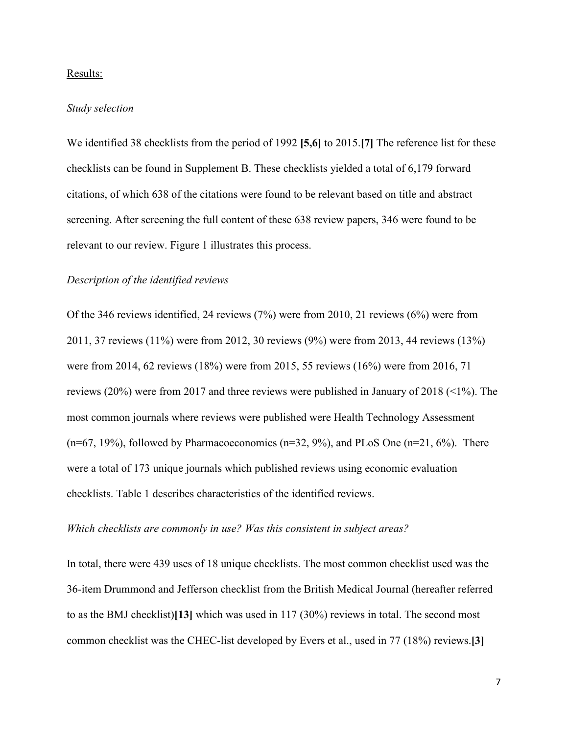Results:

*Study selection*

We identified 38 checklists from the period of 1992 **[5,6]** to 2015.**[7]** The reference list for these checklists can be found in Supplement B. These checklists yielded a total of 6,179 forward citations, of which 638 of the citations were found to be relevant based on title and abstract screening. After screening the full content of these 638 review papers, 346 were found to be relevant to our review. Figure 1 illustrates this process.

*Description of the identified reviews*

Of the 346 reviews identified, 24 reviews (7%) were from 2010, 21 reviews (6%) were from 2011, 37 reviews (11%) were from 2012, 30 reviews (9%) were from 2013, 44 reviews (13%) were from 2014, 62 reviews (18%) were from 2015, 55 reviews (16%) were from 2016, 71 reviews (20%) were from 2017 and three reviews were published in January of 2018 (<1%). The most common journals where reviews were published were Health Technology Assessment (n=67, 19%), followed by Pharmacoeconomics (n=32, 9%), and PLoS One (n=21, 6%). There were a total of 173 unique journals which published reviews using economic evaluation checklists. Table 1 describes characteristics of the identified reviews.

*Which checklists are commonly in use? Was this consistent in subject areas?*

In total, there were 439 uses of 18 unique checklists. The most common checklist used was the 36-item Drummond and Jefferson checklist from the British Medical Journal (hereafter referred to as the BMJ checklist)**[13]** which was used in 117 (30%) reviews in total. The second most common checklist was the CHEC-list developed by Evers et al., used in 77 (18%) reviews.**[3]**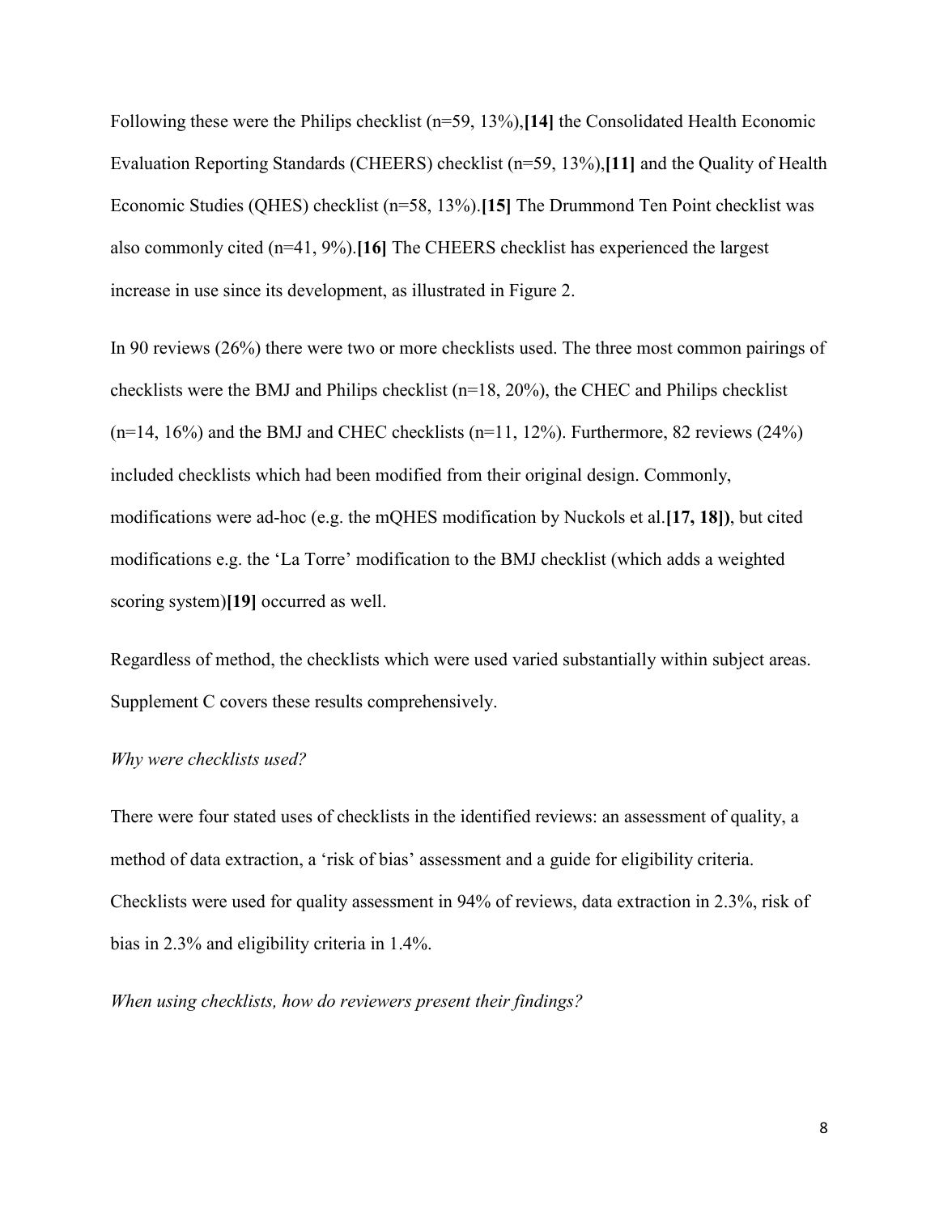Following these were the Philips checklist (n=59, 13%),**[14]** the Consolidated Health Economic Evaluation Reporting Standards (CHEERS) checklist (n=59, 13%),**[11]** and the Quality of Health Economic Studies (QHES) checklist (n=58, 13%).**[15]** The Drummond Ten Point checklist was also commonly cited (n=41, 9%).**[16]** The CHEERS checklist has experienced the largest increase in use since its development, as illustrated in Figure 2.

In 90 reviews (26%) there were two or more checklists used. The three most common pairings of checklists were the BMJ and Philips checklist (n=18, 20%), the CHEC and Philips checklist (n=14, 16%) and the BMJ and CHEC checklists (n=11, 12%). Furthermore, 82 reviews (24%) included checklists which had been modified from their original design. Commonly, modifications were ad-hoc (e.g. the mQHES modification by Nuckols et al.**[17, 18])**, but cited modifications e.g. the 'La Torre' modification to the BMJ checklist (which adds a weighted scoring system)**[19]** occurred as well.

Regardless of method, the checklists which were used varied substantially within subject areas. Supplement C covers these results comprehensively.

*Why were checklists used?*

There were four stated uses of checklists in the identified reviews: an assessment of quality, a method of data extraction, a 'risk of bias' assessment and a guide for eligibility criteria. Checklists were used for quality assessment in 94% of reviews, data extraction in 2.3%, risk of bias in 2.3% and eligibility criteria in 1.4%.

*When using checklists, how do reviewers present their findings?*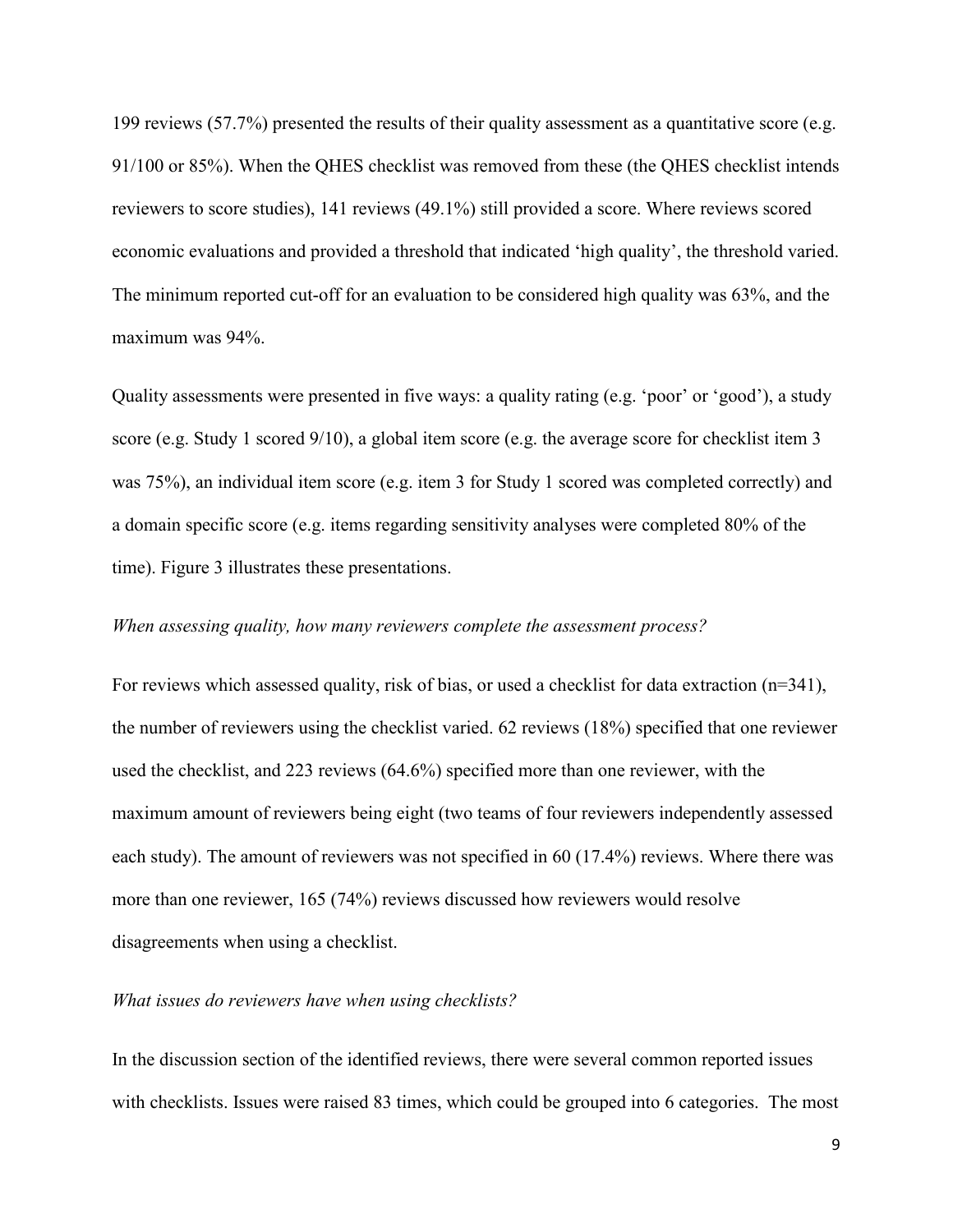199 reviews (57.7%) presented the results of their quality assessment as a quantitative score (e.g. 91/100 or 85%). When the QHES checklist was removed from these (the QHES checklist intends reviewers to score studies), 141 reviews (49.1%) still provided a score. Where reviews scored economic evaluations and provided a threshold that indicated 'high quality', the threshold varied. The minimum reported cut-off for an evaluation to be considered high quality was 63%, and the maximum was 94%.

Quality assessments were presented in five ways: a quality rating (e.g. 'poor' or 'good'), a study score (e.g. Study 1 scored 9/10), a global item score (e.g. the average score for checklist item 3 was 75%), an individual item score (e.g. item 3 for Study 1 scored was completed correctly) and a domain specific score (e.g. items regarding sensitivity analyses were completed 80% of the time). Figure 3 illustrates these presentations.

*When assessing quality, how many reviewers complete the assessment process?*

For reviews which assessed quality, risk of bias, or used a checklist for data extraction (n=341), the number of reviewers using the checklist varied. 62 reviews (18%) specified that one reviewer used the checklist, and 223 reviews (64.6%) specified more than one reviewer, with the maximum amount of reviewers being eight (two teams of four reviewers independently assessed each study). The amount of reviewers was not specified in 60 (17.4%) reviews. Where there was more than one reviewer, 165 (74%) reviews discussed how reviewers would resolve disagreements when using a checklist.

*What issues do reviewers have when using checklists?*

In the discussion section of the identified reviews, there were several common reported issues with checklists. Issues were raised 83 times, which could be grouped into 6 categories. The most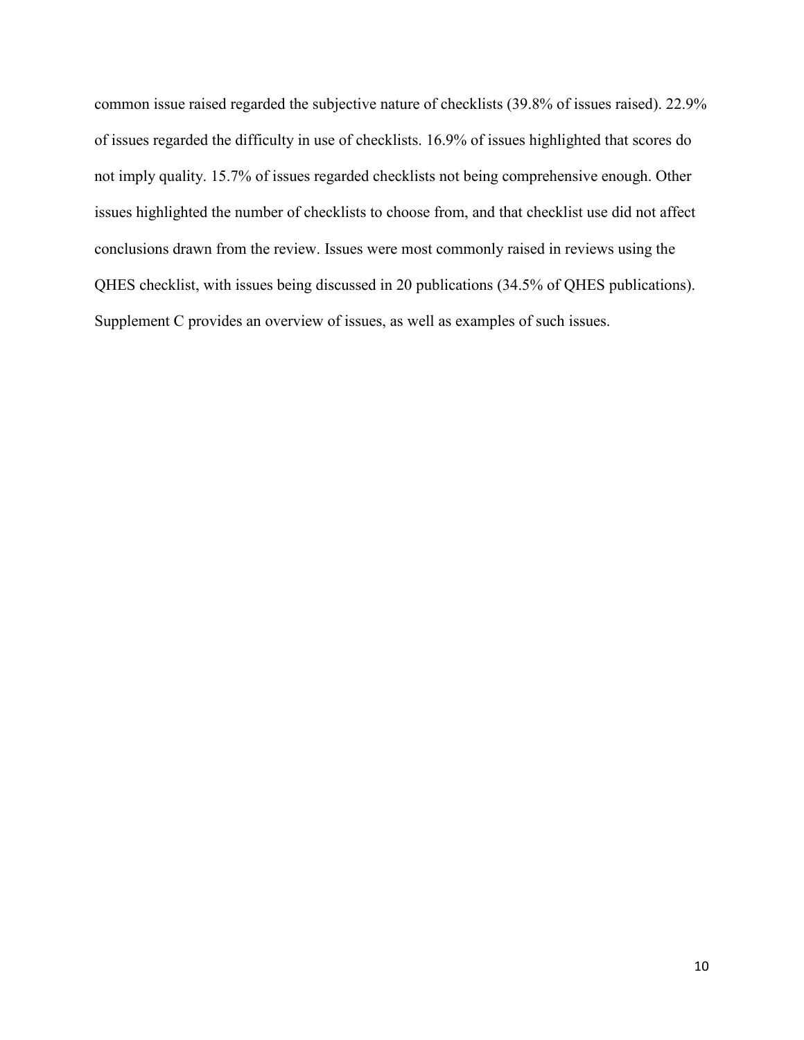common issue raised regarded the subjective nature of checklists (39.8% of issues raised). 22.9% of issues regarded the difficulty in use of checklists. 16.9% of issues highlighted that scores do not imply quality. 15.7% of issues regarded checklists not being comprehensive enough. Other issues highlighted the number of checklists to choose from, and that checklist use did not affect conclusions drawn from the review. Issues were most commonly raised in reviews using the QHES checklist, with issues being discussed in 20 publications (34.5% of QHES publications). Supplement C provides an overview of issues, as well as examples of such issues.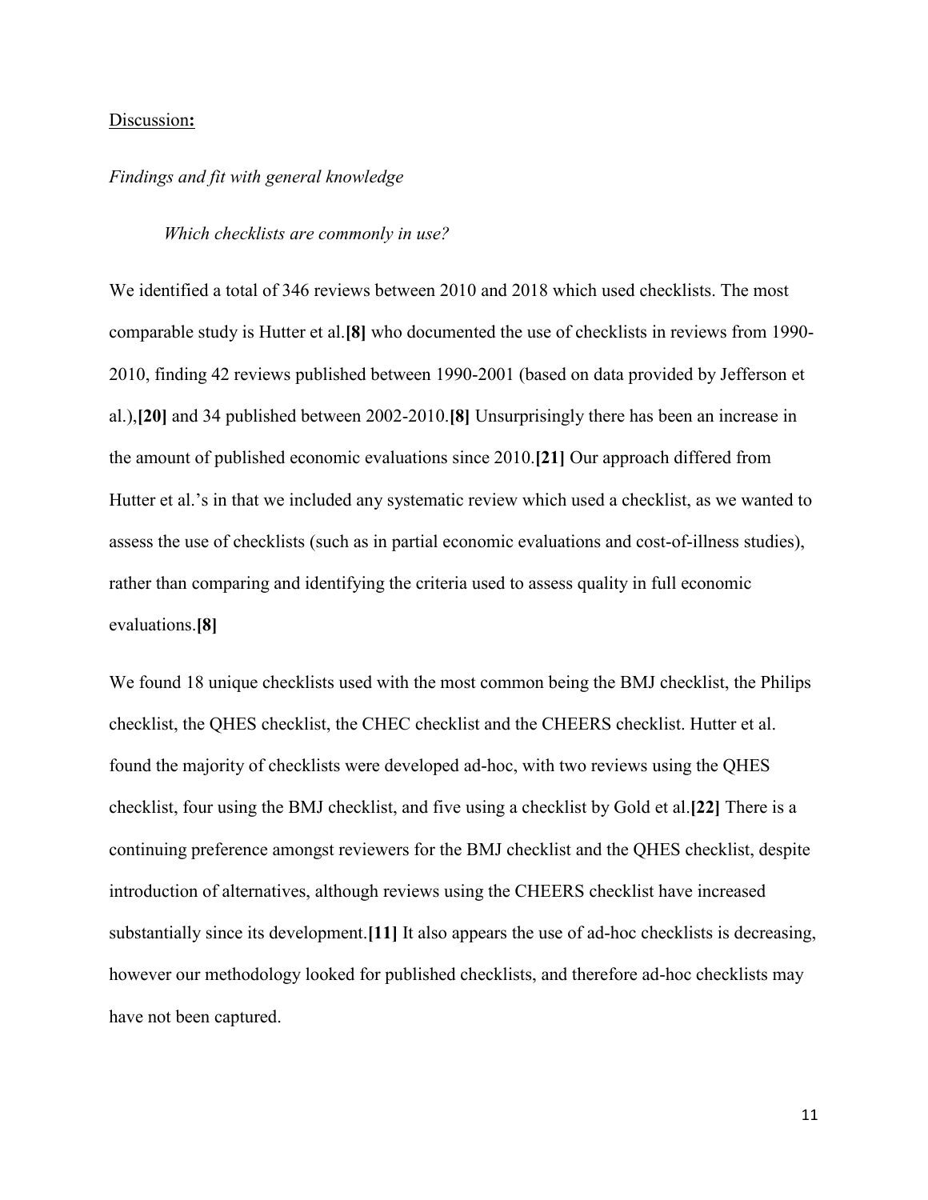## Discussion:

### *Findings and fit with general knowledge*

#### *Which checklists are commonly in use?*

We identified a total of 346 reviews between 2010 and 2018 which used checklists. The most comparable study is Hutter et al.**[8]** who documented the use of checklists in reviews from 1990-2010, finding 42 reviews published between 1990-2001 (based on data provided by Jefferson et al.),**[20]** and 34 published between 2002-2010.**[8]** Unsurprisingly there has been an increase in the amount of published economic evaluations since 2010.**[21]** Our approach differed from Hutter et al.'s in that we included any systematic review which used a checklist, as we wanted to assess the use of checklists (such as in partial economic evaluations and cost-of-illness studies), rather than comparing and identifying the criteria used to assess quality in full economic evaluations.**[8]**

We found 18 unique checklists used with the most common being the BMJ checklist, the Philips checklist, the QHES checklist, the CHEC checklist and the CHEERS checklist. Hutter et al. found the majority of checklists were developed ad-hoc, with two reviews using the QHES checklist, four using the BMJ checklist, and five using a checklist by Gold et al.**[22]** There is a continuing preference amongst reviewers for the BMJ checklist and the QHES checklist, despite introduction of alternatives, although reviews using the CHEERS checklist have increased substantially since its development.**[11]** It also appears the use of ad-hoc checklists is decreasing, however our methodology looked for published checklists, and therefore ad-hoc checklists may have not been captured.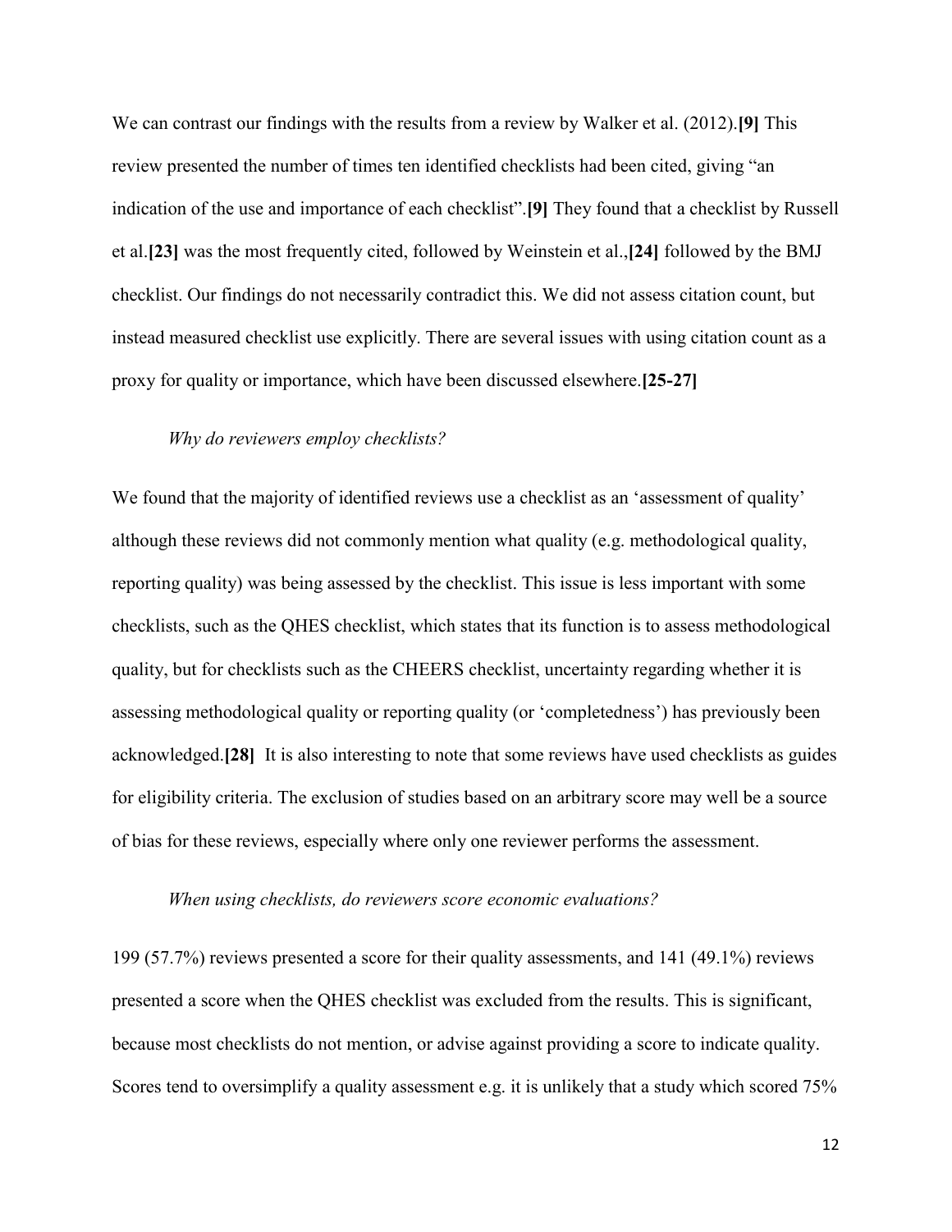We can contrast our findings with the results from a review by Walker et al. (2012).**[9]** This review presented the number of times ten identified checklists had been cited, giving "an indication of the use and importance of each checklist".**[9]** They found that a checklist by Russell et al.**[23]** was the most frequently cited, followed by Weinstein et al.,**[24]** followed by the BMJ checklist. Our findings do not necessarily contradict this. We did not assess citation count, but instead measured checklist use explicitly. There are several issues with using citation count as a proxy for quality or importance, which have been discussed elsewhere.**[25-27]**

*Why do reviewers employ checklists?*

We found that the majority of identified reviews use a checklist as an 'assessment of quality' although these reviews did not commonly mention what quality (e.g. methodological quality, reporting quality) was being assessed by the checklist. This issue is less important with some checklists, such as the QHES checklist, which states that its function is to assess methodological quality, but for checklists such as the CHEERS checklist, uncertainty regarding whether it is assessing methodological quality or reporting quality (or 'completedness') has previously been acknowledged.**[28]** It is also interesting to note that some reviews have used checklists as guides for eligibility criteria. The exclusion of studies based on an arbitrary score may well be a source of bias for these reviews, especially where only one reviewer performs the assessment.

*When using checklists, do reviewers score economic evaluations?*

199 (57.7%) reviews presented a score for their quality assessments, and 141 (49.1%) reviews presented a score when the QHES checklist was excluded from the results. This is significant, because most checklists do not mention, or advise against providing a score to indicate quality. Scores tend to oversimplify a quality assessment e.g. it is unlikely that a study which scored 75%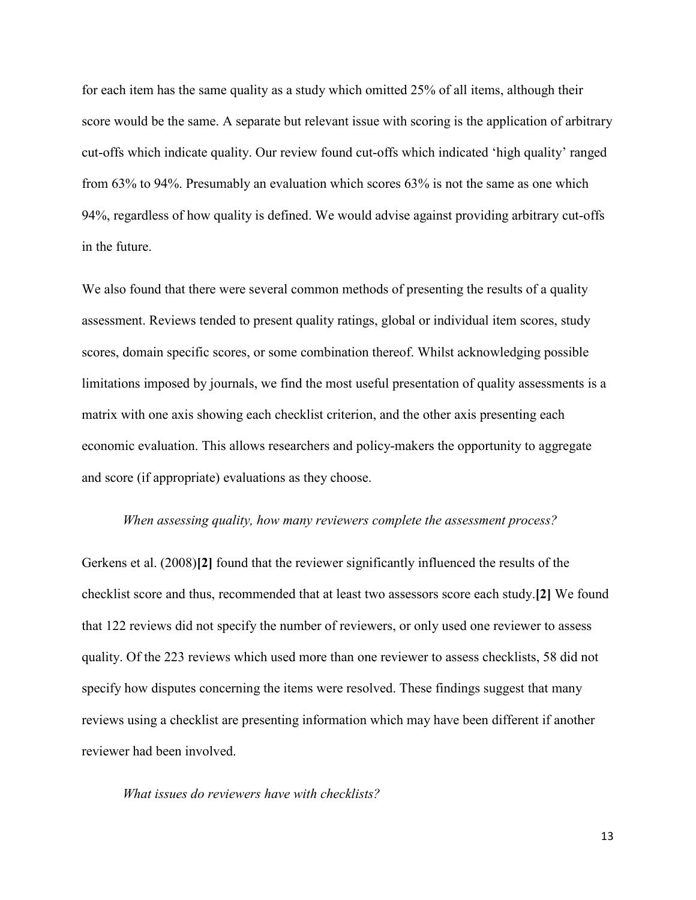for each item has the same quality as a study which omitted 25% of all items, although their score would be the same. A separate but relevant issue with scoring is the application of arbitrary cut-offs which indicate quality. Our review found cut-offs which indicated 'high quality' ranged from 63% to 94%. Presumably an evaluation which scores 63% is not the same as one which 94%, regardless of how quality is defined. We would advise against providing arbitrary cut-offs in the future.

We also found that there were several common methods of presenting the results of a quality assessment. Reviews tended to present quality ratings, global or individual item scores, study scores, domain specific scores, or some combination thereof. Whilst acknowledging possible limitations imposed by journals, we find the most useful presentation of quality assessments is a matrix with one axis showing each checklist criterion, and the other axis presenting each economic evaluation. This allows researchers and policy-makers the opportunity to aggregate and score (if appropriate) evaluations as they choose.

*When assessing quality, how many reviewers complete the assessment process?*

Gerkens et al. (2008)**[2]** found that the reviewer significantly influenced the results of the checklist score and thus, recommended that at least two assessors score each study.**[2]** We found that 122 reviews did not specify the number of reviewers, or only used one reviewer to assess quality. Of the 223 reviews which used more than one reviewer to assess checklists, 58 did not specify how disputes concerning the items were resolved. These findings suggest that many reviews using a checklist are presenting information which may have been different if another reviewer had been involved.

*What issues do reviewers have with checklists?*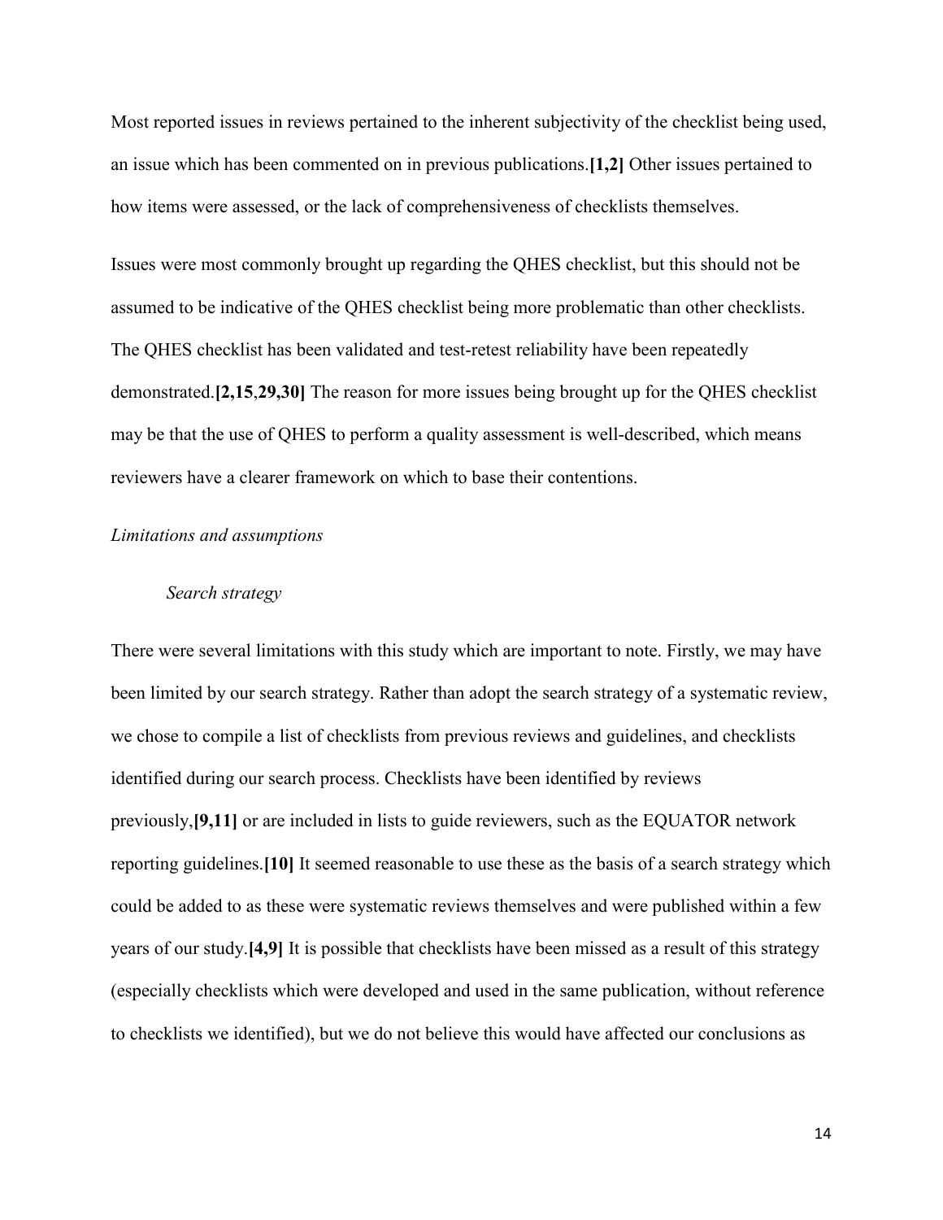Most reported issues in reviews pertained to the inherent subjectivity of the checklist being used, an issue which has been commented on in previous publications.**[1,2]** Other issues pertained to how items were assessed, or the lack of comprehensiveness of checklists themselves.

Issues were most commonly brought up regarding the QHES checklist, but this should not be assumed to be indicative of the QHES checklist being more problematic than other checklists. The QHES checklist has been validated and test-retest reliability have been repeatedly demonstrated.**[2,15,29,30]** The reason for more issues being brought up for the QHES checklist may be that the use of QHES to perform a quality assessment is well-described, which means reviewers have a clearer framework on which to base their contentions.

*Limitations and assumptions*

*Search strategy*

There were several limitations with this study which are important to note. Firstly, we may have been limited by our search strategy. Rather than adopt the search strategy of a systematic review, we chose to compile a list of checklists from previous reviews and guidelines, and checklists identified during our search process. Checklists have been identified by reviews previously,**[9,11]** or are included in lists to guide reviewers, such as the EQUATOR network reporting guidelines.**[10]** It seemed reasonable to use these as the basis of a search strategy which could be added to as these were systematic reviews themselves and were published within a few years of our study.**[4,9]** It is possible that checklists have been missed as a result of this strategy (especially checklists which were developed and used in the same publication, without reference to checklists we identified), but we do not believe this would have affected our conclusions as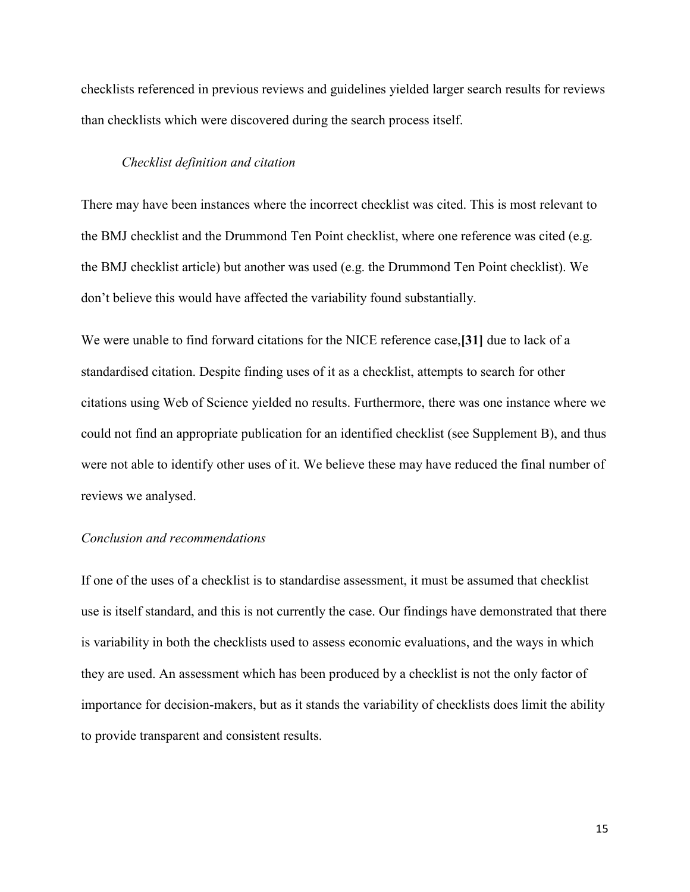checklists referenced in previous reviews and guidelines yielded larger search results for reviews than checklists which were discovered during the search process itself.

#### *Checklist definition and citation*

There may have been instances where the incorrect checklist was cited. This is most relevant to the BMJ checklist and the Drummond Ten Point checklist, where one reference was cited (e.g. the BMJ checklist article) but another was used (e.g. the Drummond Ten Point checklist). We don't believe this would have affected the variability found substantially.

We were unable to find forward citations for the NICE reference case,**[31]** due to lack of a standardised citation. Despite finding uses of it as a checklist, attempts to search for other citations using Web of Science yielded no results. Furthermore, there was one instance where we could not find an appropriate publication for an identified checklist (see Supplement B), and thus were not able to identify other uses of it. We believe these may have reduced the final number of reviews we analysed.

### *Conclusion and recommendations*

If one of the uses of a checklist is to standardise assessment, it must be assumed that checklist use is itself standard, and this is not currently the case. Our findings have demonstrated that there is variability in both the checklists used to assess economic evaluations, and the ways in which they are used. An assessment which has been produced by a checklist is not the only factor of importance for decision-makers, but as it stands the variability of checklists does limit the ability to provide transparent and consistent results.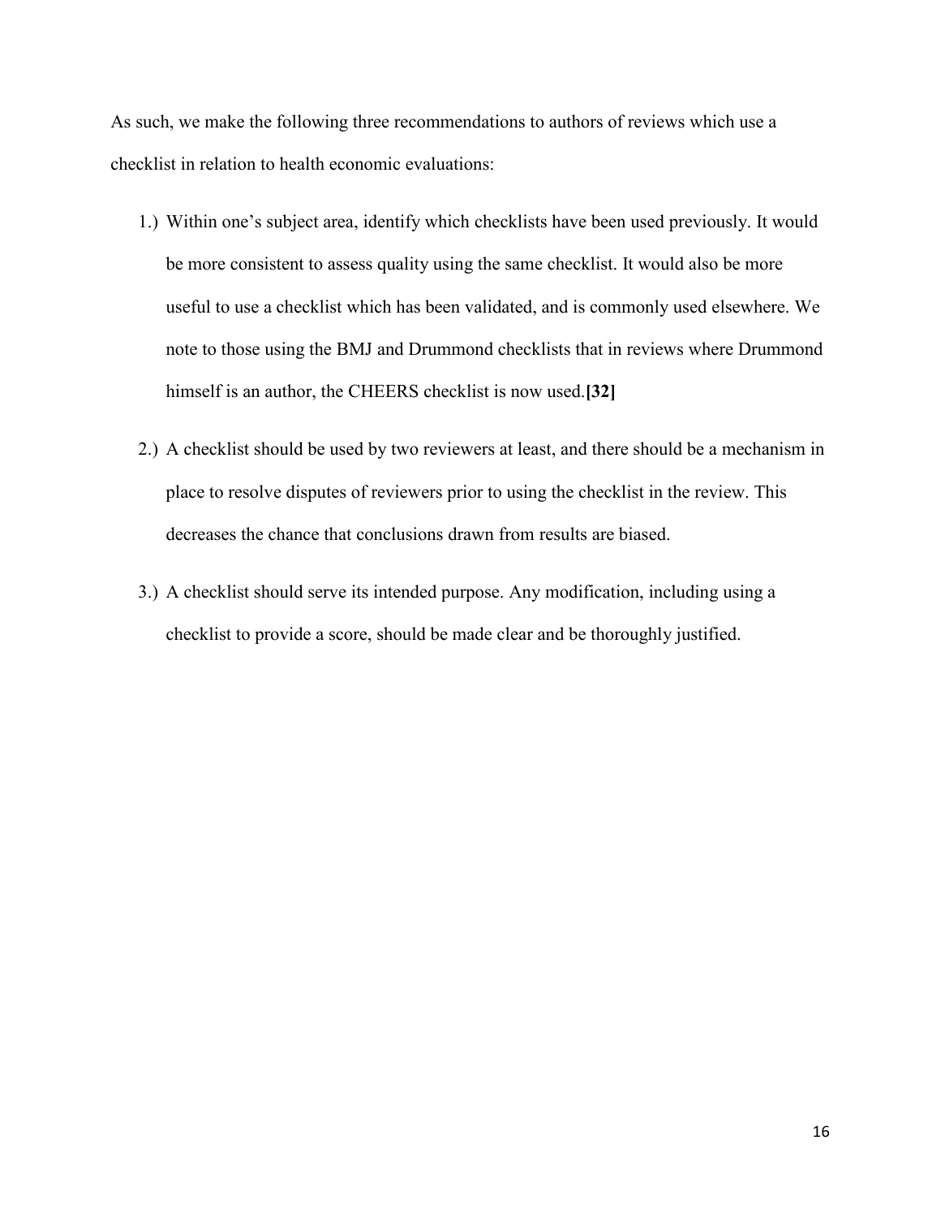As such, we make the following three recommendations to authors of reviews which use a checklist in relation to health economic evaluations:

1.) Within one's subject area, identify which checklists have been used previously. It would be more consistent to assess quality using the same checklist. It would also be more useful to use a checklist which has been validated, and is commonly used elsewhere. We note to those using the BMJ and Drummond checklists that in reviews where Drummond himself is an author, the CHEERS checklist is now used.**[32]**

2.) A checklist should be used by two reviewers at least, and there should be a mechanism in place to resolve disputes of reviewers prior to using the checklist in the review. This decreases the chance that conclusions drawn from results are biased.

3.) A checklist should serve its intended purpose. Any modification, including using a checklist to provide a score, should be made clear and be thoroughly justified.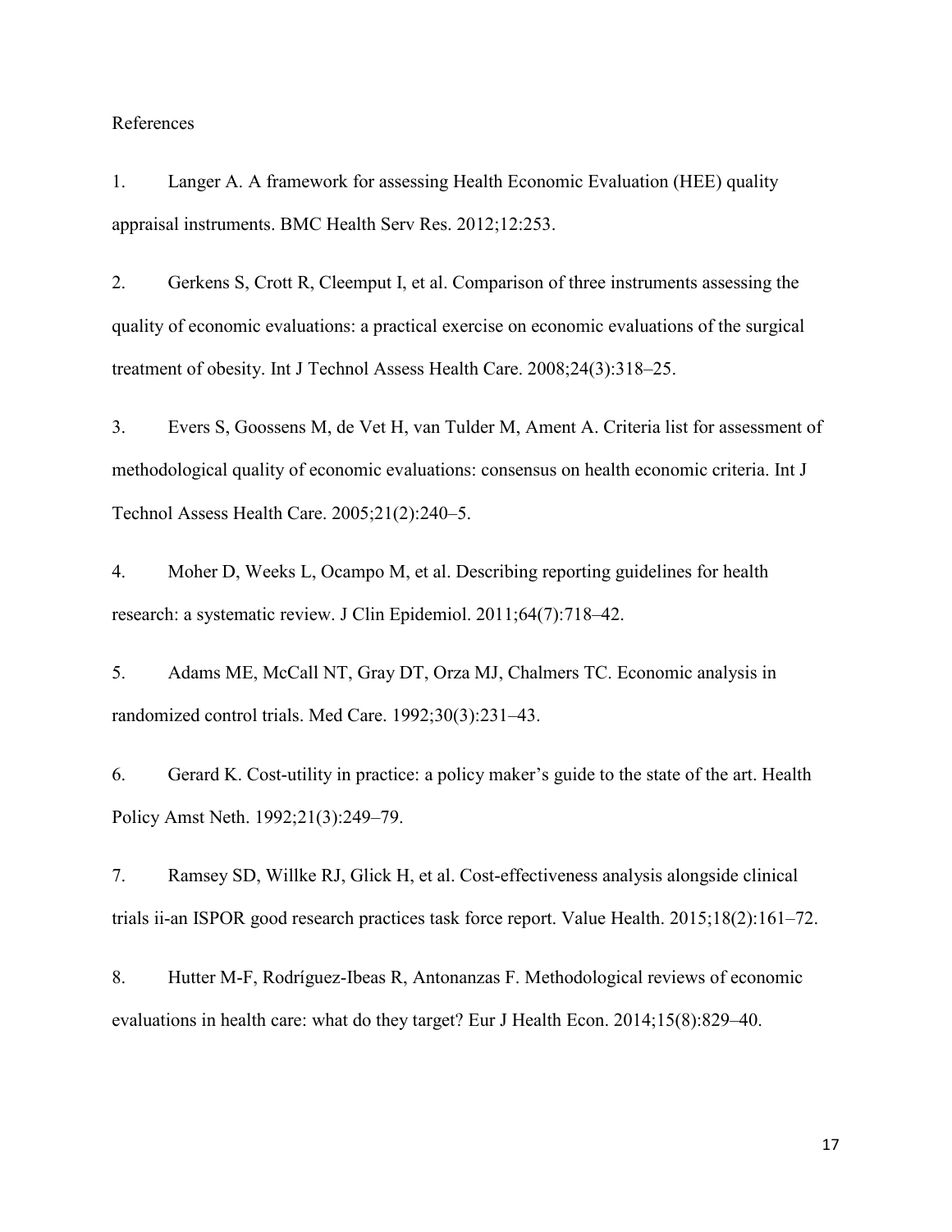References

1. Langer A. A framework for assessing Health Economic Evaluation (HEE) quality appraisal instruments. BMC Health Serv Res. 2012;12:253.

2. Gerkens S, Crott R, Cleemput I, et al. Comparison of three instruments assessing the quality of economic evaluations: a practical exercise on economic evaluations of the surgical treatment of obesity. Int J Technol Assess Health Care. 2008;24(3):318–25.

3. Evers S, Goossens M, de Vet H, van Tulder M, Ament A. Criteria list for assessment of methodological quality of economic evaluations: consensus on health economic criteria. Int J Technol Assess Health Care. 2005;21(2):240–5.

4. Moher D, Weeks L, Ocampo M, et al. Describing reporting guidelines for health research: a systematic review. J Clin Epidemiol. 2011;64(7):718–42.

5. Adams ME, McCall NT, Gray DT, Orza MJ, Chalmers TC. Economic analysis in randomized control trials. Med Care. 1992;30(3):231–43.

6. Gerard K. Cost-utility in practice: a policy maker's guide to the state of the art. Health Policy Amst Neth. 1992;21(3):249–79.

7. Ramsey SD, Willke RJ, Glick H, et al. Cost-effectiveness analysis alongside clinical trials ii-an ISPOR good research practices task force report. Value Health. 2015;18(2):161–72.

8. Hutter M-F, Rodríguez-Ibeas R, Antonanzas F. Methodological reviews of economic evaluations in health care: what do they target? Eur J Health Econ. 2014;15(8):829–40.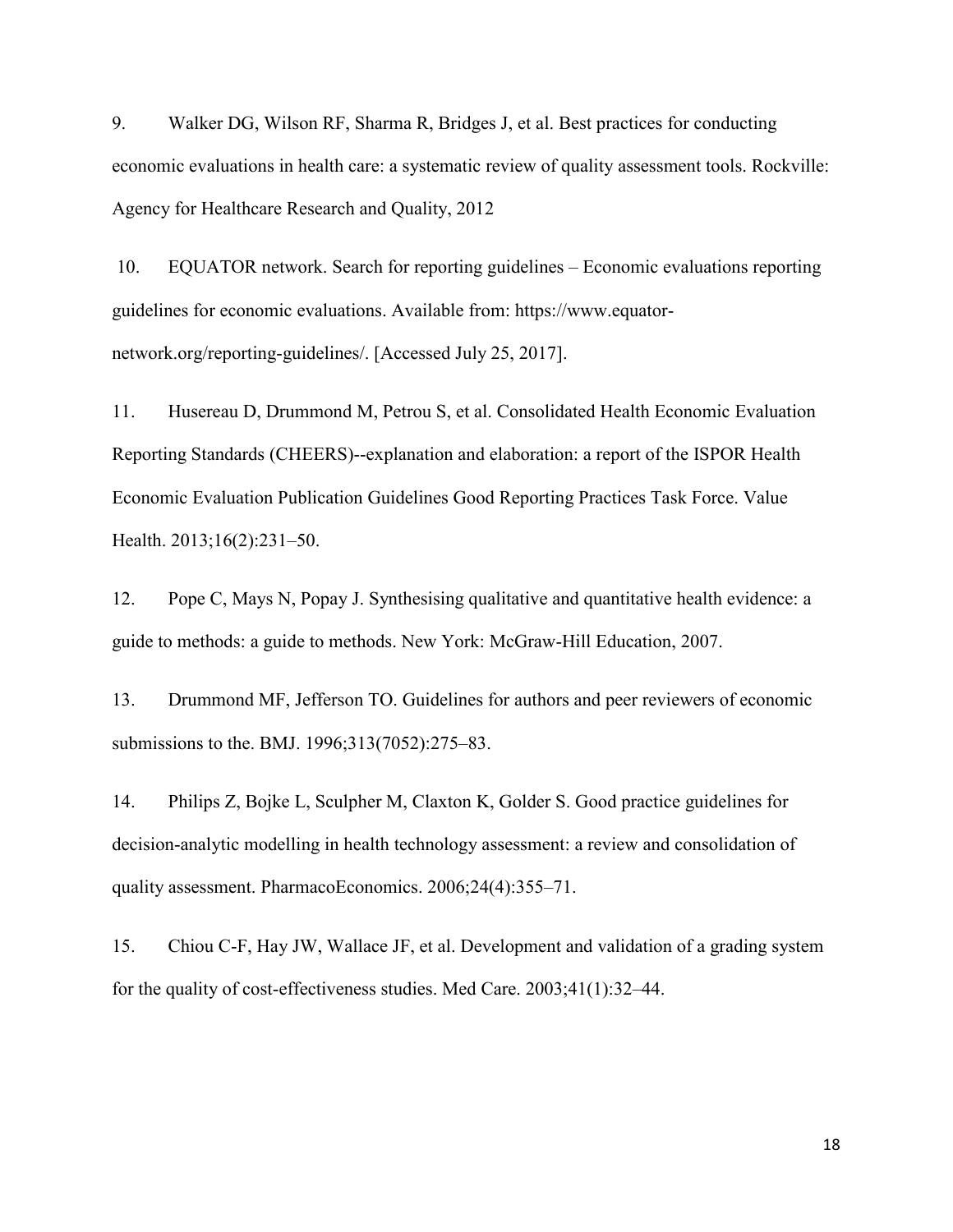9. Walker DG, Wilson RF, Sharma R, Bridges J, et al. Best practices for conducting economic evaluations in health care: a systematic review of quality assessment tools. Rockville: Agency for Healthcare Research and Quality, 2012

10. EQUATOR network. Search for reporting guidelines – Economic evaluations reporting guidelines for economic evaluations. Available from: https://www.equator-network.org/reporting-guidelines/. [Accessed July 25, 2017].

11. Husereau D, Drummond M, Petrou S, et al. Consolidated Health Economic Evaluation Reporting Standards (CHEERS)--explanation and elaboration: a report of the ISPOR Health Economic Evaluation Publication Guidelines Good Reporting Practices Task Force. Value Health. 2013;16(2):231–50.

12. Pope C, Mays N, Popay J. Synthesising qualitative and quantitative health evidence: a guide to methods: a guide to methods. New York: McGraw-Hill Education, 2007.

13. Drummond MF, Jefferson TO. Guidelines for authors and peer reviewers of economic submissions to the. BMJ. 1996;313(7052):275–83.

14. Philips Z, Bojke L, Sculpher M, Claxton K, Golder S. Good practice guidelines for decision-analytic modelling in health technology assessment: a review and consolidation of quality assessment. PharmacoEconomics. 2006;24(4):355–71.

15. Chiou C-F, Hay JW, Wallace JF, et al. Development and validation of a grading system for the quality of cost-effectiveness studies. Med Care. 2003;41(1):32–44.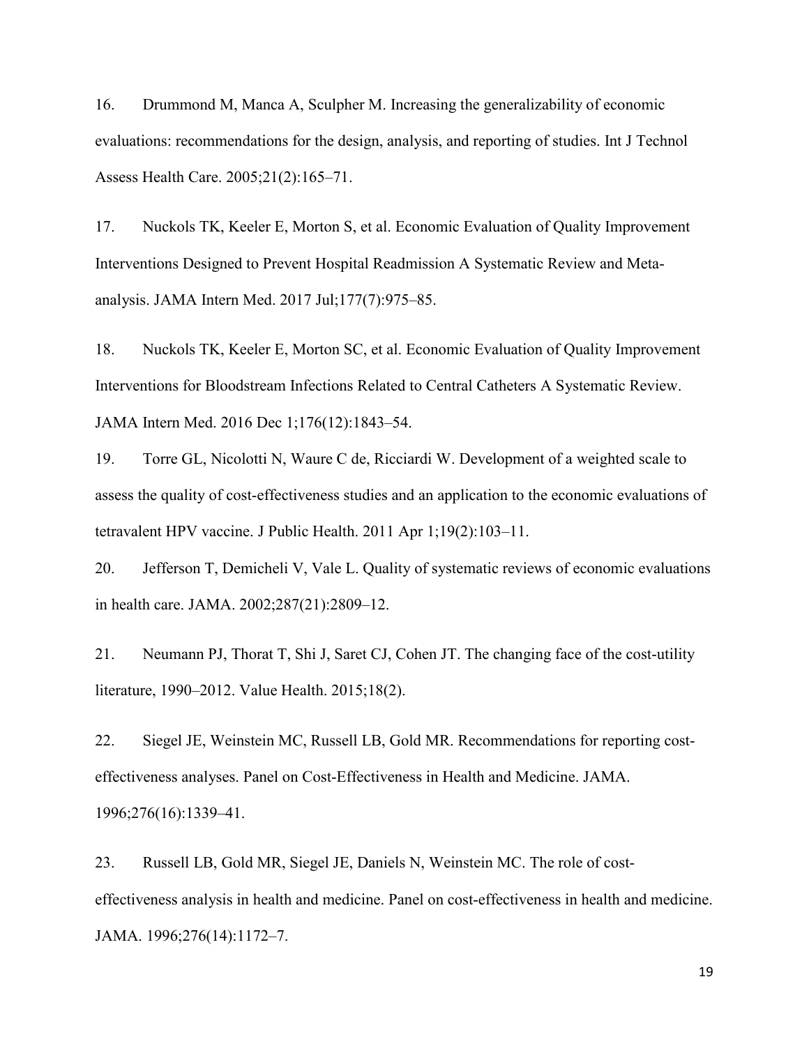16. Drummond M, Manca A, Sculpher M. Increasing the generalizability of economic evaluations: recommendations for the design, analysis, and reporting of studies. Int J Technol Assess Health Care. 2005;21(2):165–71.

17. Nuckols TK, Keeler E, Morton S, et al. Economic Evaluation of Quality Improvement Interventions Designed to Prevent Hospital Readmission A Systematic Review and Meta-analysis. JAMA Intern Med. 2017 Jul;177(7):975–85.

18. Nuckols TK, Keeler E, Morton SC, et al. Economic Evaluation of Quality Improvement Interventions for Bloodstream Infections Related to Central Catheters A Systematic Review. JAMA Intern Med. 2016 Dec 1;176(12):1843–54.

19. Torre GL, Nicolotti N, Waure C de, Ricciardi W. Development of a weighted scale to assess the quality of cost-effectiveness studies and an application to the economic evaluations of tetravalent HPV vaccine. J Public Health. 2011 Apr 1;19(2):103–11.

20. Jefferson T, Demicheli V, Vale L. Quality of systematic reviews of economic evaluations in health care. JAMA. 2002;287(21):2809–12.

21. Neumann PJ, Thorat T, Shi J, Saret CJ, Cohen JT. The changing face of the cost-utility literature, 1990–2012. Value Health. 2015;18(2).

22. Siegel JE, Weinstein MC, Russell LB, Gold MR. Recommendations for reporting cost-effectiveness analyses. Panel on Cost-Effectiveness in Health and Medicine. JAMA. 1996;276(16):1339–41.

23. Russell LB, Gold MR, Siegel JE, Daniels N, Weinstein MC. The role of cost-effectiveness analysis in health and medicine. Panel on cost-effectiveness in health and medicine. JAMA. 1996;276(14):1172–7.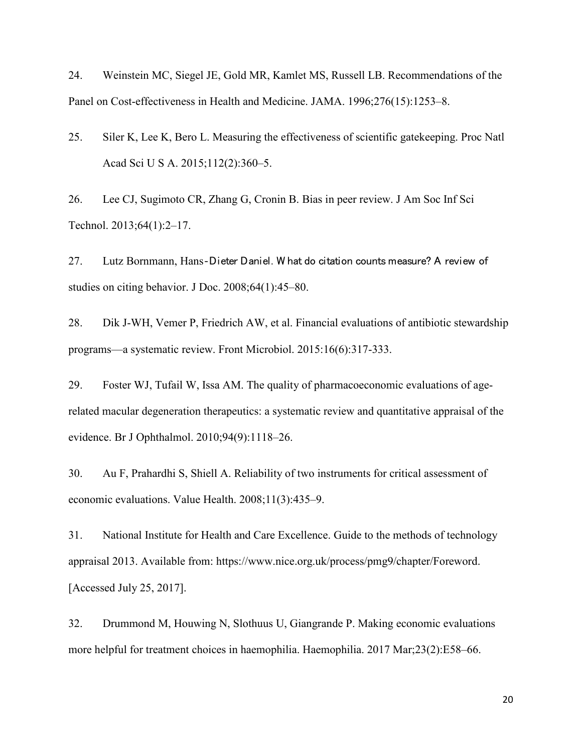24. Weinstein MC, Siegel JE, Gold MR, Kamlet MS, Russell LB. Recommendations of the Panel on Cost-effectiveness in Health and Medicine. JAMA. 1996;276(15):1253–8.

25. Siler K, Lee K, Bero L. Measuring the effectiveness of scientific gatekeeping. Proc Natl Acad Sci U S A. 2015;112(2):360–5.

26. Lee CJ, Sugimoto CR, Zhang G, Cronin B. Bias in peer review. J Am Soc Inf Sci Technol. 2013;64(1):2–17.

27. Lutz Bornmann, Hans-Dieter Daniel. What do citation counts measure? A review of studies on citing behavior. J Doc. 2008;64(1):45–80.

28. Dik J-WH, Vemer P, Friedrich AW, et al. Financial evaluations of antibiotic stewardship programs—a systematic review. Front Microbiol. 2015:16(6):317-333.

29. Foster WJ, Tufail W, Issa AM. The quality of pharmacoeconomic evaluations of age-related macular degeneration therapeutics: a systematic review and quantitative appraisal of the evidence. Br J Ophthalmol. 2010;94(9):1118–26.

30. Au F, Prahardhi S, Shiell A. Reliability of two instruments for critical assessment of economic evaluations. Value Health. 2008;11(3):435–9.

31. National Institute for Health and Care Excellence. Guide to the methods of technology appraisal 2013. Available from: https://www.nice.org.uk/process/pmg9/chapter/Foreword. [Accessed July 25, 2017].

32. Drummond M, Houwing N, Slothuus U, Giangrande P. Making economic evaluations more helpful for treatment choices in haemophilia. Haemophilia. 2017 Mar;23(2):E58–66.